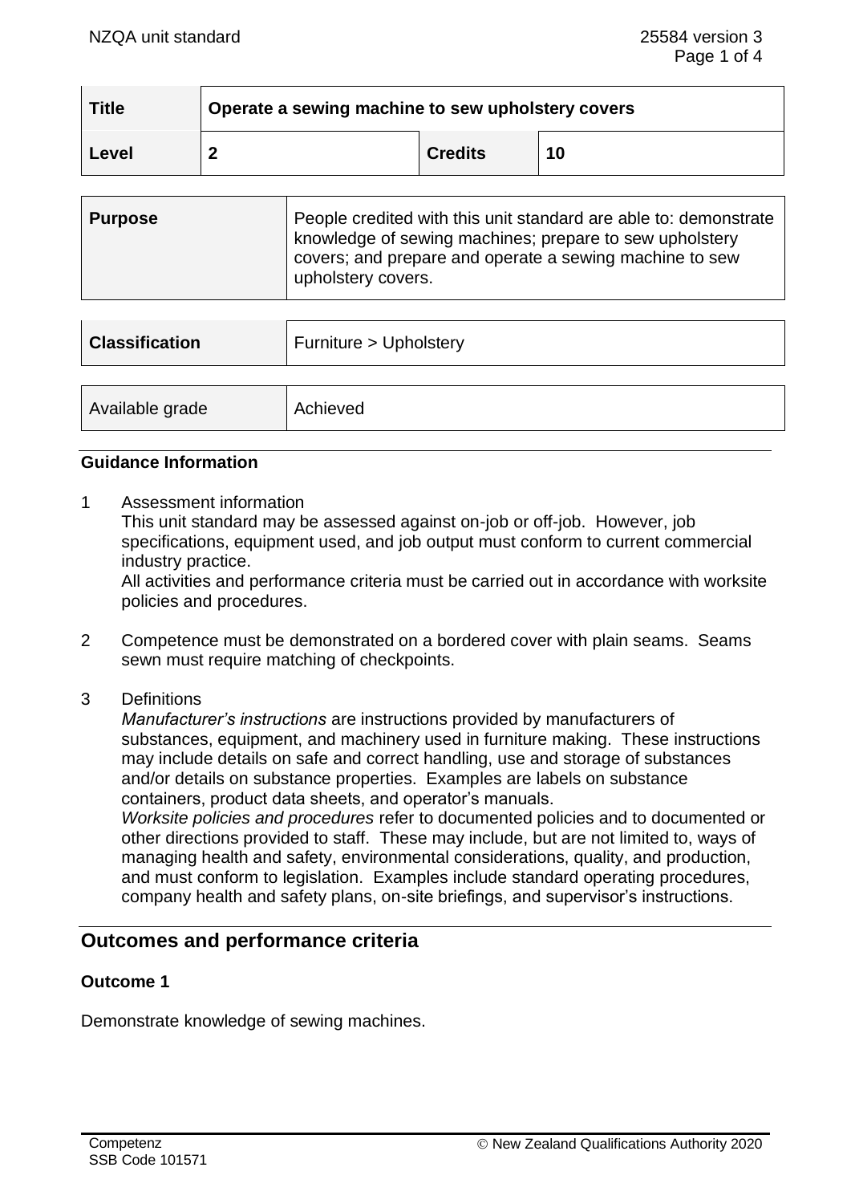| Title | Operate a sewing machine to sew upholstery covers | | |
| --- | --- | --- | --- |
| Level | 2 | Credits | 10 |

| Purpose | People credited with this unit standard are able to: demonstrate knowledge of sewing machines; prepare to sew upholstery covers; and prepare and operate a sewing machine to sew upholstery covers. |
| --- | --- |

| Classification | Furniture > Upholstery |
| --- | --- |

| Available grade | Achieved |
| --- | --- |

### Guidance Information

1 Assessment information
This unit standard may be assessed against on-job or off-job. However, job specifications, equipment used, and job output must conform to current commercial industry practice.
All activities and performance criteria must be carried out in accordance with worksite policies and procedures.

2 Competence must be demonstrated on a bordered cover with plain seams. Seams sewn must require matching of checkpoints.

3 Definitions
*Manufacturer's instructions* are instructions provided by manufacturers of substances, equipment, and machinery used in furniture making. These instructions may include details on safe and correct handling, use and storage of substances and/or details on substance properties. Examples are labels on substance containers, product data sheets, and operator's manuals.
*Worksite policies and procedures* refer to documented policies and to documented or other directions provided to staff. These may include, but are not limited to, ways of managing health and safety, environmental considerations, quality, and production, and must conform to legislation. Examples include standard operating procedures, company health and safety plans, on-site briefings, and supervisor's instructions.

## Outcomes and performance criteria

### Outcome 1

Demonstrate knowledge of sewing machines.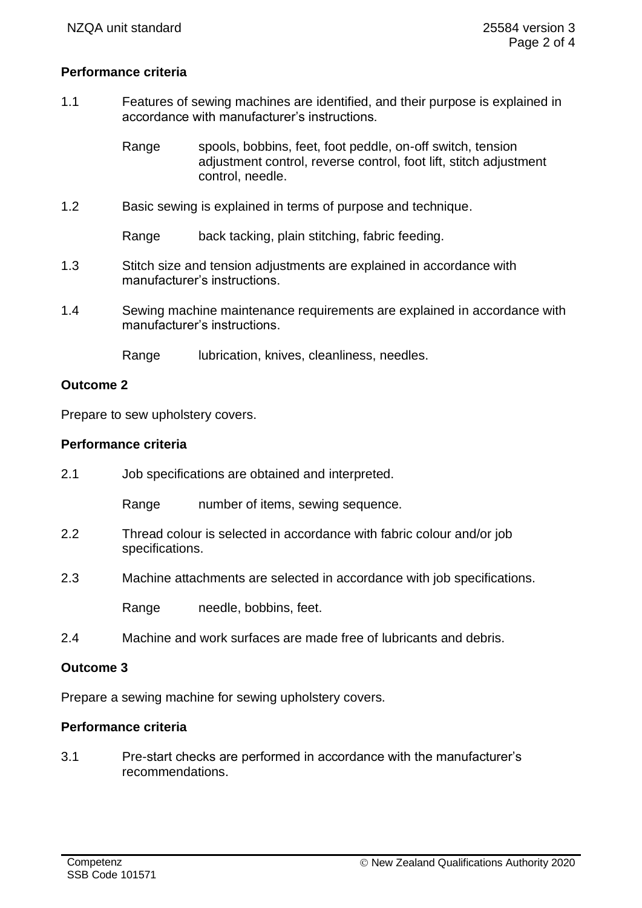### Performance criteria

1.1 Features of sewing machines are identified, and their purpose is explained in accordance with manufacturer's instructions.

Range spools, bobbins, feet, foot peddle, on-off switch, tension adjustment control, reverse control, foot lift, stitch adjustment control, needle.

1.2 Basic sewing is explained in terms of purpose and technique.

Range back tacking, plain stitching, fabric feeding.

1.3 Stitch size and tension adjustments are explained in accordance with manufacturer's instructions.

1.4 Sewing machine maintenance requirements are explained in accordance with manufacturer's instructions.

Range lubrication, knives, cleanliness, needles.

## Outcome 2

Prepare to sew upholstery covers.

### Performance criteria

2.1 Job specifications are obtained and interpreted.

Range number of items, sewing sequence.

2.2 Thread colour is selected in accordance with fabric colour and/or job specifications.

2.3 Machine attachments are selected in accordance with job specifications.

Range needle, bobbins, feet.

2.4 Machine and work surfaces are made free of lubricants and debris.

## Outcome 3

Prepare a sewing machine for sewing upholstery covers.

### Performance criteria

3.1 Pre-start checks are performed in accordance with the manufacturer's recommendations.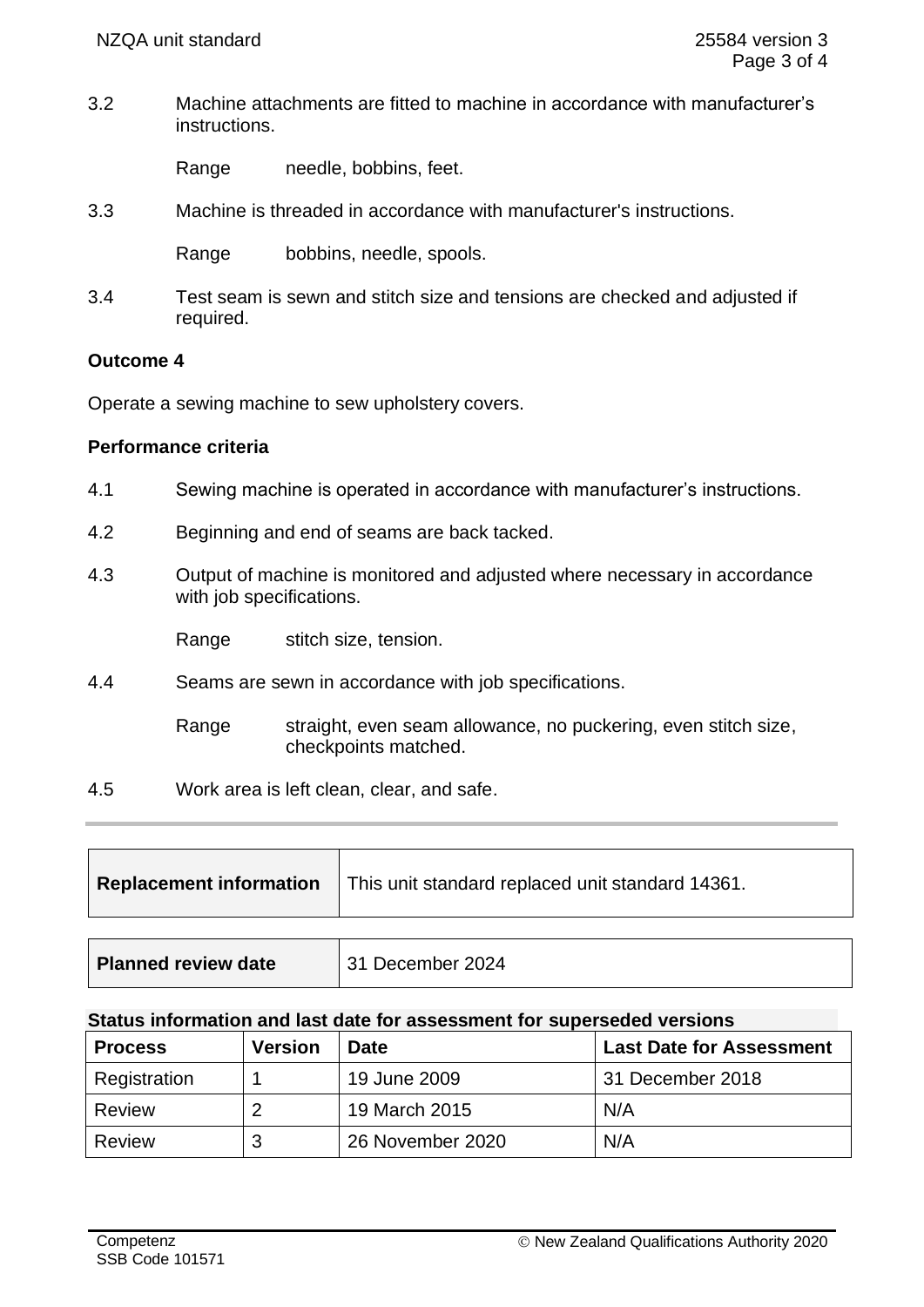3.2 Machine attachments are fitted to machine in accordance with manufacturer's instructions.

Range needle, bobbins, feet.

3.3 Machine is threaded in accordance with manufacturer's instructions.

Range bobbins, needle, spools.

3.4 Test seam is sewn and stitch size and tensions are checked and adjusted if required.

**Outcome 4**

Operate a sewing machine to sew upholstery covers.

**Performance criteria**

4.1 Sewing machine is operated in accordance with manufacturer's instructions.

4.2 Beginning and end of seams are back tacked.

4.3 Output of machine is monitored and adjusted where necessary in accordance with job specifications.

Range stitch size, tension.

4.4 Seams are sewn in accordance with job specifications.

Range straight, even seam allowance, no puckering, even stitch size, checkpoints matched.

4.5 Work area is left clean, clear, and safe.

---

| **Replacement information** | This unit standard replaced unit standard 14361. |
|---|---|

| **Planned review date** | 31 December 2024 |
|---|---|

**Status information and last date for assessment for superseded versions**

| Process | Version | Date | Last Date for Assessment |
|---|---|---|---|
| Registration | 1 | 19 June 2009 | 31 December 2018 |
| Review | 2 | 19 March 2015 | N/A |
| Review | 3 | 26 November 2020 | N/A |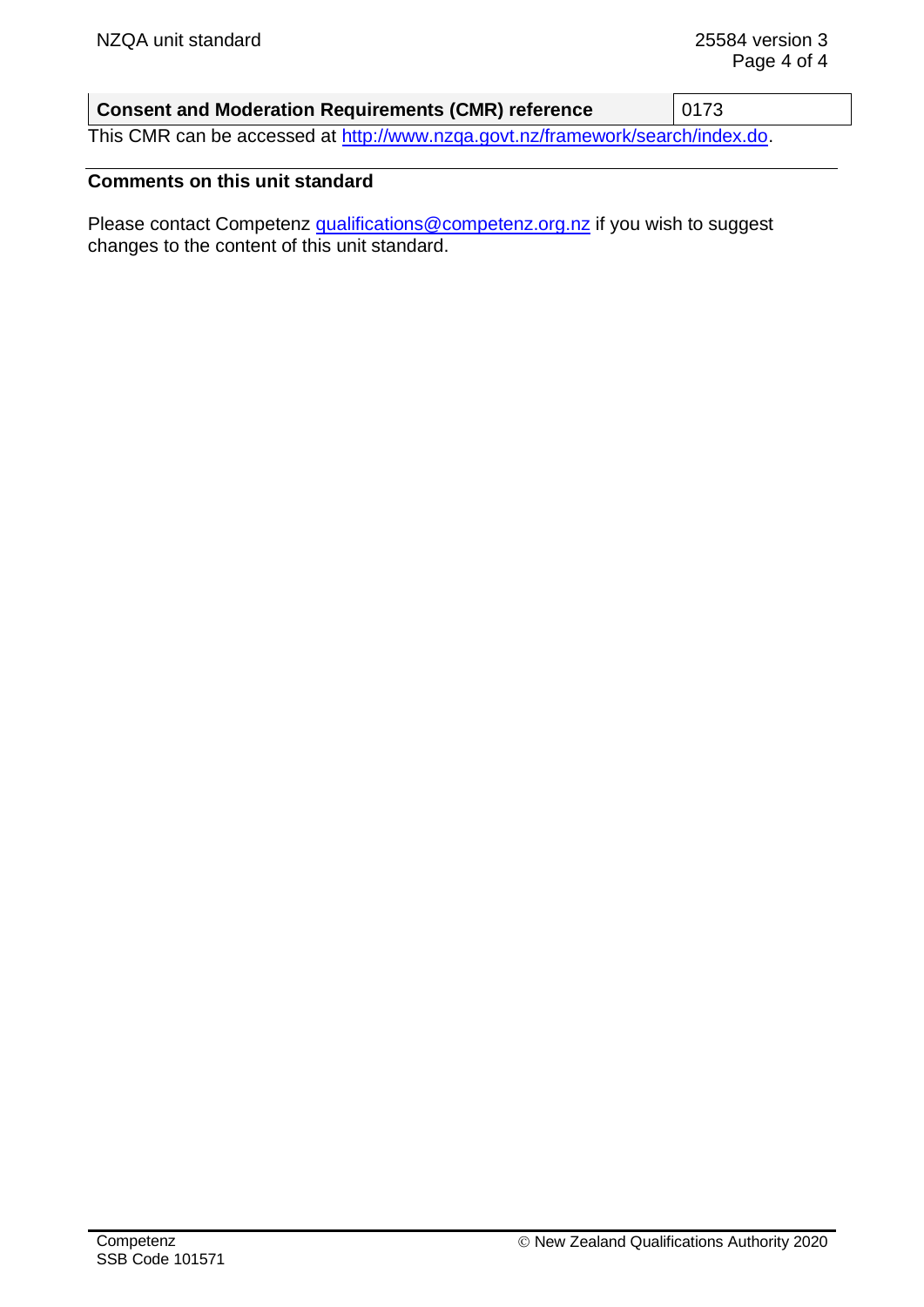| Consent and Moderation Requirements (CMR) reference | 0173 |
| --- | --- |

This CMR can be accessed at http://www.nzqa.govt.nz/framework/search/index.do.

## Comments on this unit standard

Please contact Competenz qualifications@competenz.org.nz if you wish to suggest changes to the content of this unit standard.